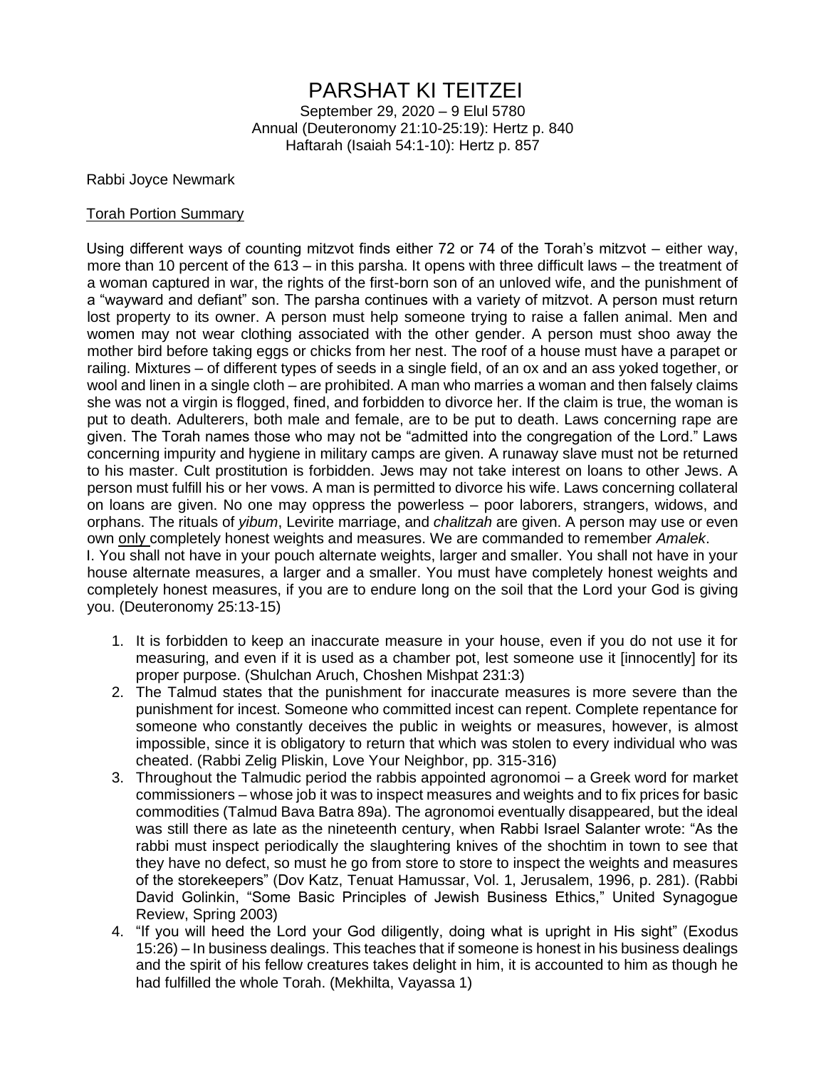# PARSHAT KI TEITZEI

September 29, 2020 – 9 Elul 5780
Annual (Deuteronomy 21:10-25:19): Hertz p. 840
Haftarah (Isaiah 54:1-10): Hertz p. 857

Rabbi Joyce Newmark

Torah Portion Summary

Using different ways of counting mitzvot finds either 72 or 74 of the Torah's mitzvot – either way, more than 10 percent of the 613 – in this parsha. It opens with three difficult laws – the treatment of a woman captured in war, the rights of the first-born son of an unloved wife, and the punishment of a "wayward and defiant" son. The parsha continues with a variety of mitzvot. A person must return lost property to its owner. A person must help someone trying to raise a fallen animal. Men and women may not wear clothing associated with the other gender. A person must shoo away the mother bird before taking eggs or chicks from her nest. The roof of a house must have a parapet or railing. Mixtures – of different types of seeds in a single field, of an ox and an ass yoked together, or wool and linen in a single cloth – are prohibited. A man who marries a woman and then falsely claims she was not a virgin is flogged, fined, and forbidden to divorce her. If the claim is true, the woman is put to death. Adulterers, both male and female, are to be put to death. Laws concerning rape are given. The Torah names those who may not be "admitted into the congregation of the Lord." Laws concerning impurity and hygiene in military camps are given. A runaway slave must not be returned to his master. Cult prostitution is forbidden. Jews may not take interest on loans to other Jews. A person must fulfill his or her vows. A man is permitted to divorce his wife. Laws concerning collateral on loans are given. No one may oppress the powerless – poor laborers, strangers, widows, and orphans. The rituals of *yibum*, Levirite marriage, and *chalitzah* are given. A person may use or even own only completely honest weights and measures. We are commanded to remember *Amalek*.

I. You shall not have in your pouch alternate weights, larger and smaller. You shall not have in your house alternate measures, a larger and a smaller. You must have completely honest weights and completely honest measures, if you are to endure long on the soil that the Lord your God is giving you. (Deuteronomy 25:13-15)

1. It is forbidden to keep an inaccurate measure in your house, even if you do not use it for measuring, and even if it is used as a chamber pot, lest someone use it [innocently] for its proper purpose. (Shulchan Aruch, Choshen Mishpat 231:3)
2. The Talmud states that the punishment for inaccurate measures is more severe than the punishment for incest. Someone who committed incest can repent. Complete repentance for someone who constantly deceives the public in weights or measures, however, is almost impossible, since it is obligatory to return that which was stolen to every individual who was cheated. (Rabbi Zelig Pliskin, Love Your Neighbor, pp. 315-316)
3. Throughout the Talmudic period the rabbis appointed agronomoi – a Greek word for market commissioners – whose job it was to inspect measures and weights and to fix prices for basic commodities (Talmud Bava Batra 89a). The agronomoi eventually disappeared, but the ideal was still there as late as the nineteenth century, when Rabbi Israel Salanter wrote: "As the rabbi must inspect periodically the slaughtering knives of the shochtim in town to see that they have no defect, so must he go from store to store to inspect the weights and measures of the storekeepers" (Dov Katz, Tenuat Hamussar, Vol. 1, Jerusalem, 1996, p. 281). (Rabbi David Golinkin, "Some Basic Principles of Jewish Business Ethics," United Synagogue Review, Spring 2003)
4. "If you will heed the Lord your God diligently, doing what is upright in His sight" (Exodus 15:26) – In business dealings. This teaches that if someone is honest in his business dealings and the spirit of his fellow creatures takes delight in him, it is accounted to him as though he had fulfilled the whole Torah. (Mekhilta, Vayassa 1)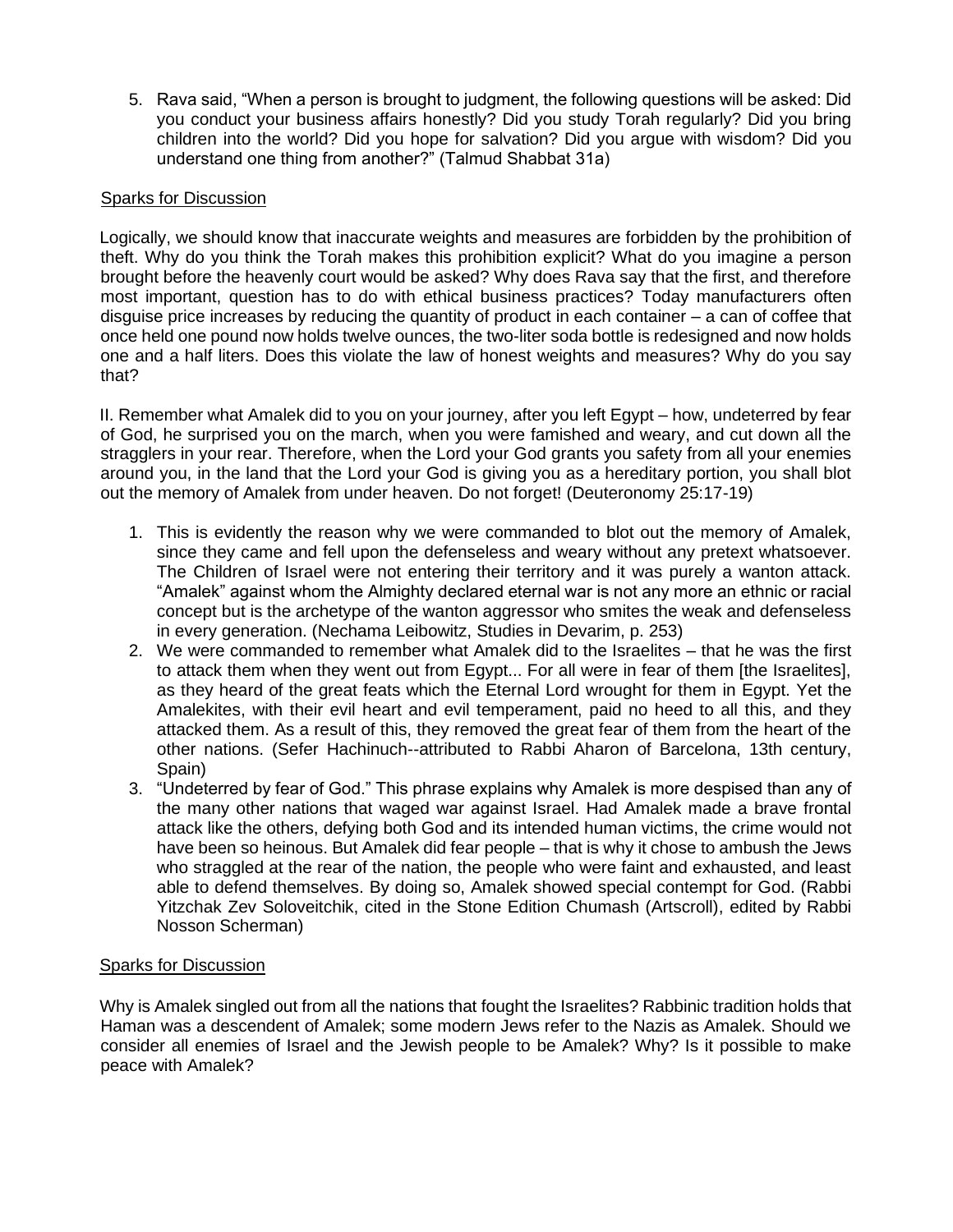5. Rava said, "When a person is brought to judgment, the following questions will be asked: Did you conduct your business affairs honestly? Did you study Torah regularly? Did you bring children into the world? Did you hope for salvation? Did you argue with wisdom? Did you understand one thing from another?" (Talmud Shabbat 31a)

<u>Sparks for Discussion</u>

Logically, we should know that inaccurate weights and measures are forbidden by the prohibition of theft. Why do you think the Torah makes this prohibition explicit? What do you imagine a person brought before the heavenly court would be asked? Why does Rava say that the first, and therefore most important, question has to do with ethical business practices? Today manufacturers often disguise price increases by reducing the quantity of product in each container – a can of coffee that once held one pound now holds twelve ounces, the two-liter soda bottle is redesigned and now holds one and a half liters. Does this violate the law of honest weights and measures? Why do you say that?

II. Remember what Amalek did to you on your journey, after you left Egypt – how, undeterred by fear of God, he surprised you on the march, when you were famished and weary, and cut down all the stragglers in your rear. Therefore, when the Lord your God grants you safety from all your enemies around you, in the land that the Lord your God is giving you as a hereditary portion, you shall blot out the memory of Amalek from under heaven. Do not forget! (Deuteronomy 25:17-19)

1. This is evidently the reason why we were commanded to blot out the memory of Amalek, since they came and fell upon the defenseless and weary without any pretext whatsoever. The Children of Israel were not entering their territory and it was purely a wanton attack. "Amalek" against whom the Almighty declared eternal war is not any more an ethnic or racial concept but is the archetype of the wanton aggressor who smites the weak and defenseless in every generation. (Nechama Leibowitz, Studies in Devarim, p. 253)
2. We were commanded to remember what Amalek did to the Israelites – that he was the first to attack them when they went out from Egypt... For all were in fear of them [the Israelites], as they heard of the great feats which the Eternal Lord wrought for them in Egypt. Yet the Amalekites, with their evil heart and evil temperament, paid no heed to all this, and they attacked them. As a result of this, they removed the great fear of them from the heart of the other nations. (Sefer Hachinuch--attributed to Rabbi Aharon of Barcelona, 13th century, Spain)
3. "Undeterred by fear of God." This phrase explains why Amalek is more despised than any of the many other nations that waged war against Israel. Had Amalek made a brave frontal attack like the others, defying both God and its intended human victims, the crime would not have been so heinous. But Amalek did fear people – that is why it chose to ambush the Jews who straggled at the rear of the nation, the people who were faint and exhausted, and least able to defend themselves. By doing so, Amalek showed special contempt for God. (Rabbi Yitzchak Zev Soloveitchik, cited in the Stone Edition Chumash (Artscroll), edited by Rabbi Nosson Scherman)

<u>Sparks for Discussion</u>

Why is Amalek singled out from all the nations that fought the Israelites? Rabbinic tradition holds that Haman was a descendent of Amalek; some modern Jews refer to the Nazis as Amalek. Should we consider all enemies of Israel and the Jewish people to be Amalek? Why? Is it possible to make peace with Amalek?